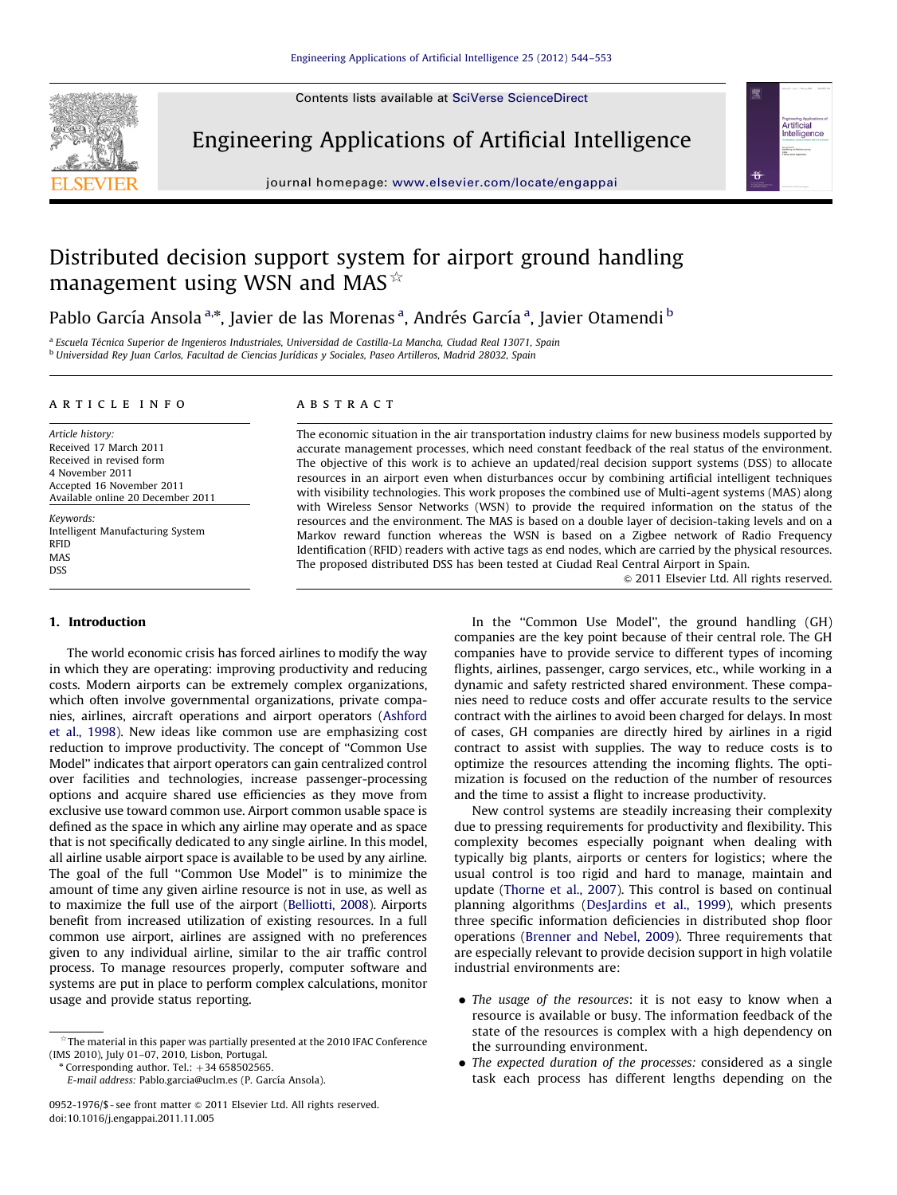# Distributed decision support system for airport ground handling management using WSN and MAS ☆

Pablo García Ansola [a,*], Javier de las Morenas [a], Andrés García [a], Javier Otamendi [b]

[a] Escuela Técnica Superior de Ingenieros Industriales, Universidad de Castilla-La Mancha, Ciudad Real 13071, Spain
[b] Universidad Rey Juan Carlos, Facultad de Ciencias Jurídicas y Sociales, Paseo Artilleros, Madrid 28032, Spain

## ARTICLE INFO

*Article history:*
Received 17 March 2011
Received in revised form
4 November 2011
Accepted 16 November 2011
Available online 20 December 2011

*Keywords:*
Intelligent Manufacturing System
RFID
MAS
DSS

## ABSTRACT

The economic situation in the air transportation industry claims for new business models supported by accurate management processes, which need constant feedback of the real status of the environment. The objective of this work is to achieve an updated/real decision support systems (DSS) to allocate resources in an airport even when disturbances occur by combining artificial intelligent techniques with visibility technologies. This work proposes the combined use of Multi-agent systems (MAS) along with Wireless Sensor Networks (WSN) to provide the required information on the status of the resources and the environment. The MAS is based on a double layer of decision-taking levels and on a Markov reward function whereas the WSN is based on a Zigbee network of Radio Frequency Identification (RFID) readers with active tags as end nodes, which are carried by the physical resources. The proposed distributed DSS has been tested at Ciudad Real Central Airport in Spain.

© 2011 Elsevier Ltd. All rights reserved.

## 1. Introduction

The world economic crisis has forced airlines to modify the way in which they are operating: improving productivity and reducing costs. Modern airports can be extremely complex organizations, which often involve governmental organizations, private companies, airlines, aircraft operations and airport operators (Ashford et al., 1998). New ideas like common use are emphasizing cost reduction to improve productivity. The concept of "Common Use Model" indicates that airport operators can gain centralized control over facilities and technologies, increase passenger-processing options and acquire shared use efficiencies as they move from exclusive use toward common use. Airport common usable space is defined as the space in which any airline may operate and as space that is not specifically dedicated to any single airline. In this model, all airline usable airport space is available to be used by any airline. The goal of the full "Common Use Model" is to minimize the amount of time any given airline resource is not in use, as well as to maximize the full use of the airport (Belliotti, 2008). Airports benefit from increased utilization of existing resources. In a full common use airport, airlines are assigned with no preferences given to any individual airline, similar to the air traffic control process. To manage resources properly, computer software and systems are put in place to perform complex calculations, monitor usage and provide status reporting.

In the "Common Use Model", the ground handling (GH) companies are the key point because of their central role. The GH companies have to provide service to different types of incoming flights, airlines, passenger, cargo services, etc., while working in a dynamic and safety restricted shared environment. These companies need to reduce costs and offer accurate results to the service contract with the airlines to avoid been charged for delays. In most of cases, GH companies are directly hired by airlines in a rigid contract to assist with supplies. The way to reduce costs is to optimize the resources attending the incoming flights. The optimization is focused on the reduction of the number of resources and the time to assist a flight to increase productivity.

New control systems are steadily increasing their complexity due to pressing requirements for productivity and flexibility. This complexity becomes especially poignant when dealing with typically big plants, airports or centers for logistics; where the usual control is too rigid and hard to manage, maintain and update (Thorne et al., 2007). This control is based on continual planning algorithms (DesJardins et al., 1999), which presents three specific information deficiencies in distributed shop floor operations (Brenner and Nebel, 2009). Three requirements that are especially relevant to provide decision support in high volatile industrial environments are:

- *The usage of the resources*: it is not easy to know when a resource is available or busy. The information feedback of the state of the resources is complex with a high dependency on the surrounding environment.
- *The expected duration of the processes:* considered as a single task each process has different lengths depending on the

☆ The material in this paper was partially presented at the 2010 IFAC Conference (IMS 2010), July 01–07, 2010, Lisbon, Portugal.

\* Corresponding author. Tel.: +34 658502565.
*E-mail address:* Pablo.garcia@uclm.es (P. García Ansola).

0952-1976/$ - see front matter © 2011 Elsevier Ltd. All rights reserved.
doi:10.1016/j.engappai.2011.11.005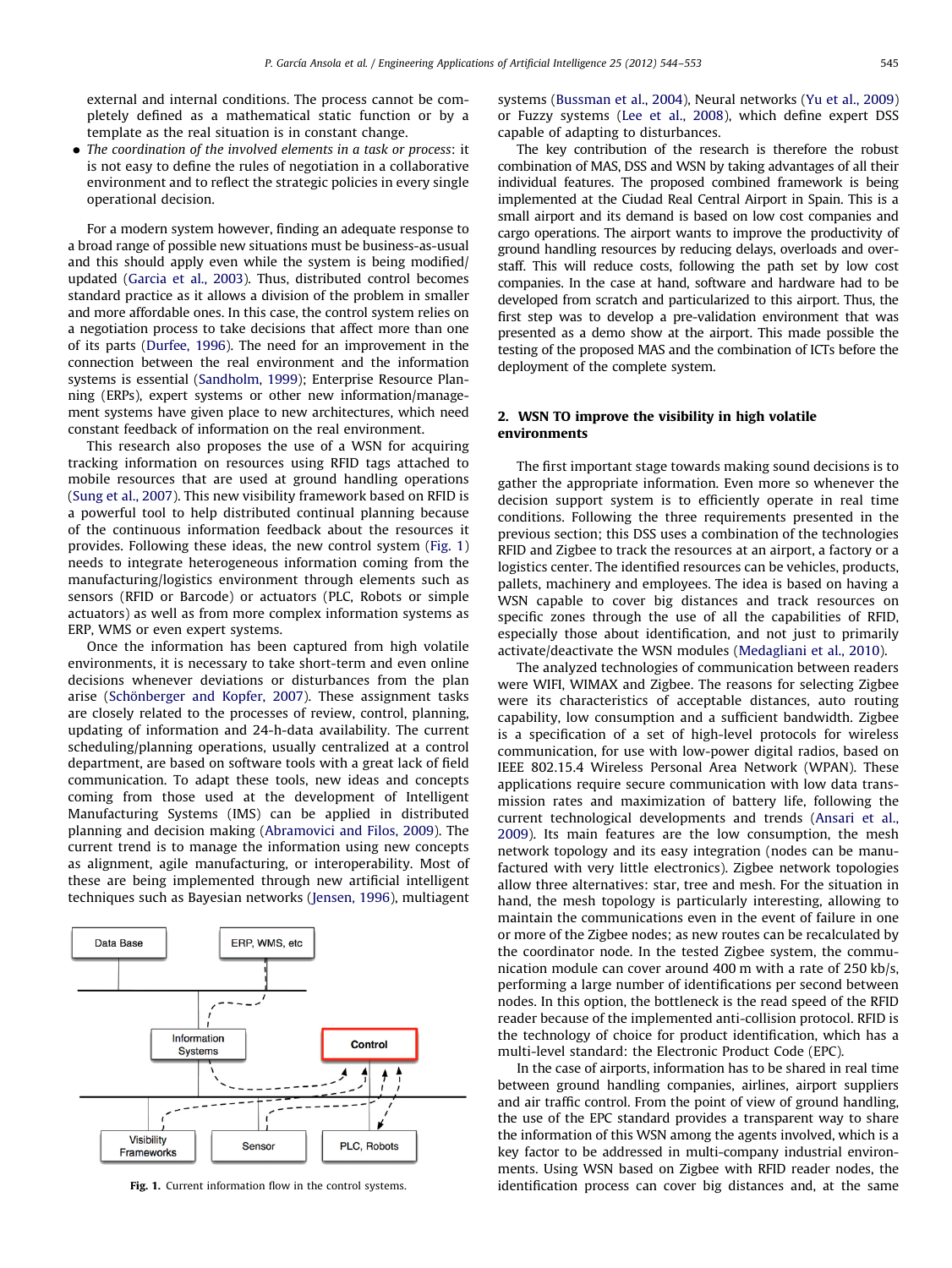external and internal conditions. The process cannot be completely defined as a mathematical static function or by a template as the real situation is in constant change.

- *The coordination of the involved elements in a task or process*: it is not easy to define the rules of negotiation in a collaborative environment and to reflect the strategic policies in every single operational decision.

For a modern system however, finding an adequate response to a broad range of possible new situations must be business-as-usual and this should apply even while the system is being modified/updated (Garcia et al., 2003). Thus, distributed control becomes standard practice as it allows a division of the problem in smaller and more affordable ones. In this case, the control system relies on a negotiation process to take decisions that affect more than one of its parts (Durfee, 1996). The need for an improvement in the connection between the real environment and the information systems is essential (Sandholm, 1999); Enterprise Resource Planning (ERPs), expert systems or other new information/management systems have given place to new architectures, which need constant feedback of information on the real environment.

This research also proposes the use of a WSN for acquiring tracking information on resources using RFID tags attached to mobile resources that are used at ground handling operations (Sung et al., 2007). This new visibility framework based on RFID is a powerful tool to help distributed continual planning because of the continuous information feedback about the resources it provides. Following these ideas, the new control system (Fig. 1) needs to integrate heterogeneous information coming from the manufacturing/logistics environment through elements such as sensors (RFID or Barcode) or actuators (PLC, Robots or simple actuators) as well as from more complex information systems as ERP, WMS or even expert systems.

Once the information has been captured from high volatile environments, it is necessary to take short-term and even online decisions whenever deviations or disturbances from the plan arise (Schönberger and Kopfer, 2007). These assignment tasks are closely related to the processes of review, control, planning, updating of information and 24-h-data availability. The current scheduling/planning operations, usually centralized at a control department, are based on software tools with a great lack of field communication. To adapt these tools, new ideas and concepts coming from those used at the development of Intelligent Manufacturing Systems (IMS) can be applied in distributed planning and decision making (Abramovici and Filos, 2009). The current trend is to manage the information using new concepts as alignment, agile manufacturing, or interoperability. Most of these are being implemented through new artificial intelligent techniques such as Bayesian networks (Jensen, 1996), multiagent systems (Bussman et al., 2004), Neural networks (Yu et al., 2009) or Fuzzy systems (Lee et al., 2008), which define expert DSS capable of adapting to disturbances.

Data Base | ERP, WMS, etc | Information Systems | Control | Visibility Frameworks | Sensor | PLC, Robots

**Fig. 1.** Current information flow in the control systems.

The key contribution of the research is therefore the robust combination of MAS, DSS and WSN by taking advantages of all their individual features. The proposed combined framework is being implemented at the Ciudad Real Central Airport in Spain. This is a small airport and its demand is based on low cost companies and cargo operations. The airport wants to improve the productivity of ground handling resources by reducing delays, overloads and overstaff. This will reduce costs, following the path set by low cost companies. In the case at hand, software and hardware had to be developed from scratch and particularized to this airport. Thus, the first step was to develop a pre-validation environment that was presented as a demo show at the airport. This made possible the testing of the proposed MAS and the combination of ICTs before the deployment of the complete system.

## 2. WSN TO improve the visibility in high volatile environments

The first important stage towards making sound decisions is to gather the appropriate information. Even more so whenever the decision support system is to efficiently operate in real time conditions. Following the three requirements presented in the previous section; this DSS uses a combination of the technologies RFID and Zigbee to track the resources at an airport, a factory or a logistics center. The identified resources can be vehicles, products, pallets, machinery and employees. The idea is based on having a WSN capable to cover big distances and track resources on specific zones through the use of all the capabilities of RFID, especially those about identification, and not just to primarily activate/deactivate the WSN modules (Medagliani et al., 2010).

The analyzed technologies of communication between readers were WIFI, WIMAX and Zigbee. The reasons for selecting Zigbee were its characteristics of acceptable distances, auto routing capability, low consumption and a sufficient bandwidth. Zigbee is a specification of a set of high-level protocols for wireless communication, for use with low-power digital radios, based on IEEE 802.15.4 Wireless Personal Area Network (WPAN). These applications require secure communication with low data transmission rates and maximization of battery life, following the current technological developments and trends (Ansari et al., 2009). Its main features are the low consumption, the mesh network topology and its easy integration (nodes can be manufactured with very little electronics). Zigbee network topologies allow three alternatives: star, tree and mesh. For the situation in hand, the mesh topology is particularly interesting, allowing to maintain the communications even in the event of failure in one or more of the Zigbee nodes; as new routes can be recalculated by the coordinator node. In the tested Zigbee system, the communication module can cover around 400 m with a rate of 250 kb/s, performing a large number of identifications per second between nodes. In this option, the bottleneck is the read speed of the RFID reader because of the implemented anti-collision protocol. RFID is the technology of choice for product identification, which has a multi-level standard: the Electronic Product Code (EPC).

In the case of airports, information has to be shared in real time between ground handling companies, airlines, airport suppliers and air traffic control. From the point of view of ground handling, the use of the EPC standard provides a transparent way to share the information of this WSN among the agents involved, which is a key factor to be addressed in multi-company industrial environments. Using WSN based on Zigbee with RFID reader nodes, the identification process can cover big distances and, at the same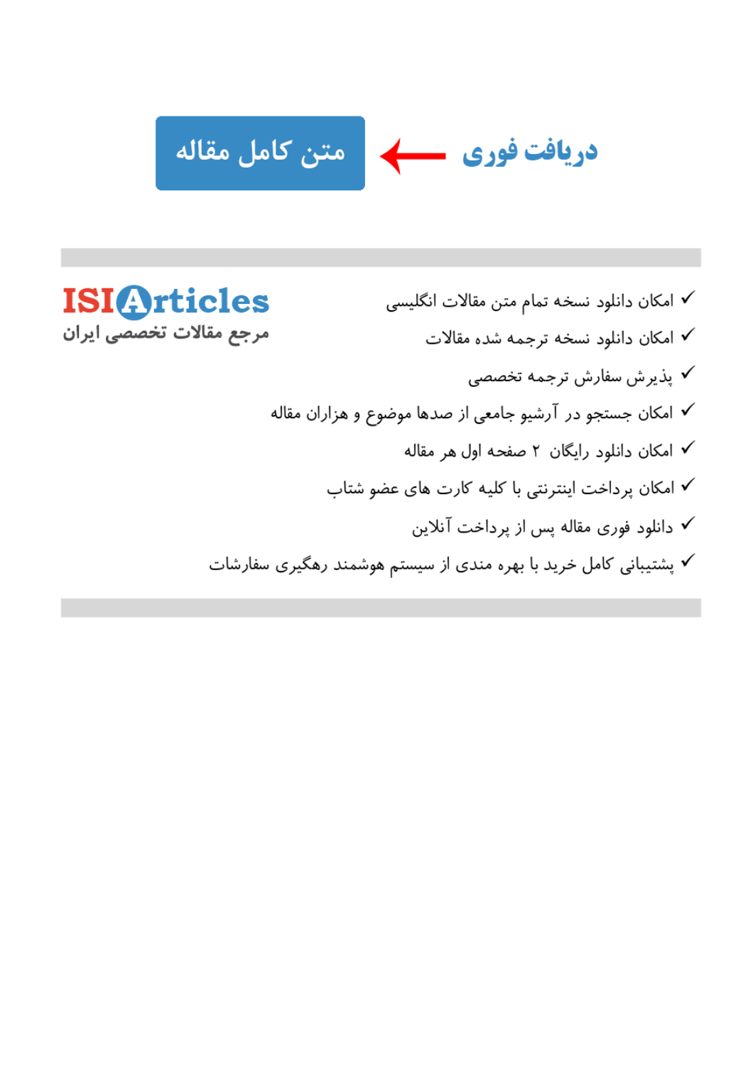دریافت فوری ← متن کامل مقاله

ISIArticles
مرجع مقالات تخصصی ایران

- ✓ امکان دانلود نسخه تمام متن مقالات انگلیسی
- ✓ امکان دانلود نسخه ترجمه شده مقالات
- ✓ پذیرش سفارش ترجمه تخصصی
- ✓ امکان جستجو در آرشیو جامعی از صدها موضوع و هزاران مقاله
- ✓ امکان دانلود رایگان ۲ صفحه اول هر مقاله
- ✓ امکان پرداخت اینترنتی با کلیه کارت های عضو شتاب
- ✓ دانلود فوری مقاله پس از پرداخت آنلاین
- ✓ پشتیبانی کامل خرید با بهره مندی از سیستم هوشمند رهگیری سفارشات